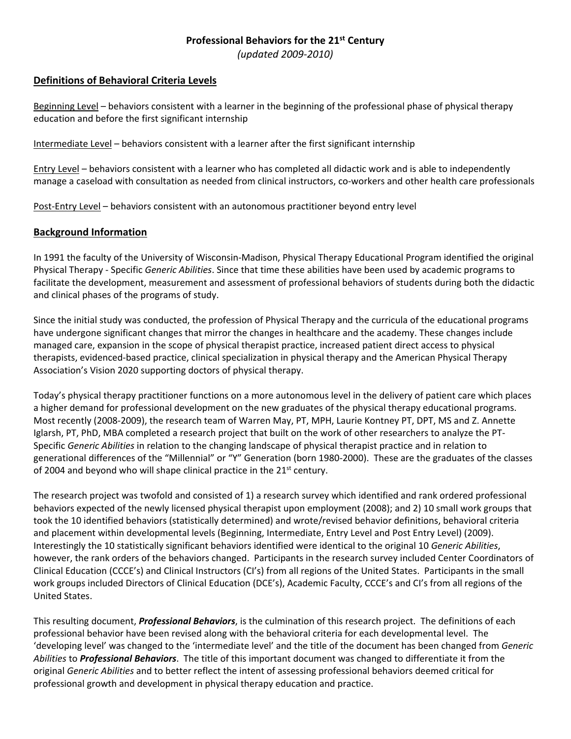# Professional Behaviors for the 21st Century

*(updated 2009-2010)*

## Definitions of Behavioral Criteria Levels

Beginning Level – behaviors consistent with a learner in the beginning of the professional phase of physical therapy education and before the first significant internship

Intermediate Level – behaviors consistent with a learner after the first significant internship

Entry Level – behaviors consistent with a learner who has completed all didactic work and is able to independently manage a caseload with consultation as needed from clinical instructors, co-workers and other health care professionals

Post-Entry Level – behaviors consistent with an autonomous practitioner beyond entry level

## Background Information

In 1991 the faculty of the University of Wisconsin-Madison, Physical Therapy Educational Program identified the original Physical Therapy - Specific *Generic Abilities*. Since that time these abilities have been used by academic programs to facilitate the development, measurement and assessment of professional behaviors of students during both the didactic and clinical phases of the programs of study.

Since the initial study was conducted, the profession of Physical Therapy and the curricula of the educational programs have undergone significant changes that mirror the changes in healthcare and the academy. These changes include managed care, expansion in the scope of physical therapist practice, increased patient direct access to physical therapists, evidenced-based practice, clinical specialization in physical therapy and the American Physical Therapy Association's Vision 2020 supporting doctors of physical therapy.

Today's physical therapy practitioner functions on a more autonomous level in the delivery of patient care which places a higher demand for professional development on the new graduates of the physical therapy educational programs. Most recently (2008-2009), the research team of Warren May, PT, MPH, Laurie Kontney PT, DPT, MS and Z. Annette Iglarsh, PT, PhD, MBA completed a research project that built on the work of other researchers to analyze the PT-Specific *Generic Abilities* in relation to the changing landscape of physical therapist practice and in relation to generational differences of the "Millennial" or "Y" Generation (born 1980-2000). These are the graduates of the classes of 2004 and beyond who will shape clinical practice in the 21st century.

The research project was twofold and consisted of 1) a research survey which identified and rank ordered professional behaviors expected of the newly licensed physical therapist upon employment (2008); and 2) 10 small work groups that took the 10 identified behaviors (statistically determined) and wrote/revised behavior definitions, behavioral criteria and placement within developmental levels (Beginning, Intermediate, Entry Level and Post Entry Level) (2009). Interestingly the 10 statistically significant behaviors identified were identical to the original 10 *Generic Abilities*, however, the rank orders of the behaviors changed. Participants in the research survey included Center Coordinators of Clinical Education (CCCE's) and Clinical Instructors (CI's) from all regions of the United States. Participants in the small work groups included Directors of Clinical Education (DCE's), Academic Faculty, CCCE's and CI's from all regions of the United States.

This resulting document, ***Professional Behaviors***, is the culmination of this research project. The definitions of each professional behavior have been revised along with the behavioral criteria for each developmental level. The 'developing level' was changed to the 'intermediate level' and the title of the document has been changed from *Generic Abilities* to ***Professional Behaviors***. The title of this important document was changed to differentiate it from the original *Generic Abilities* and to better reflect the intent of assessing professional behaviors deemed critical for professional growth and development in physical therapy education and practice.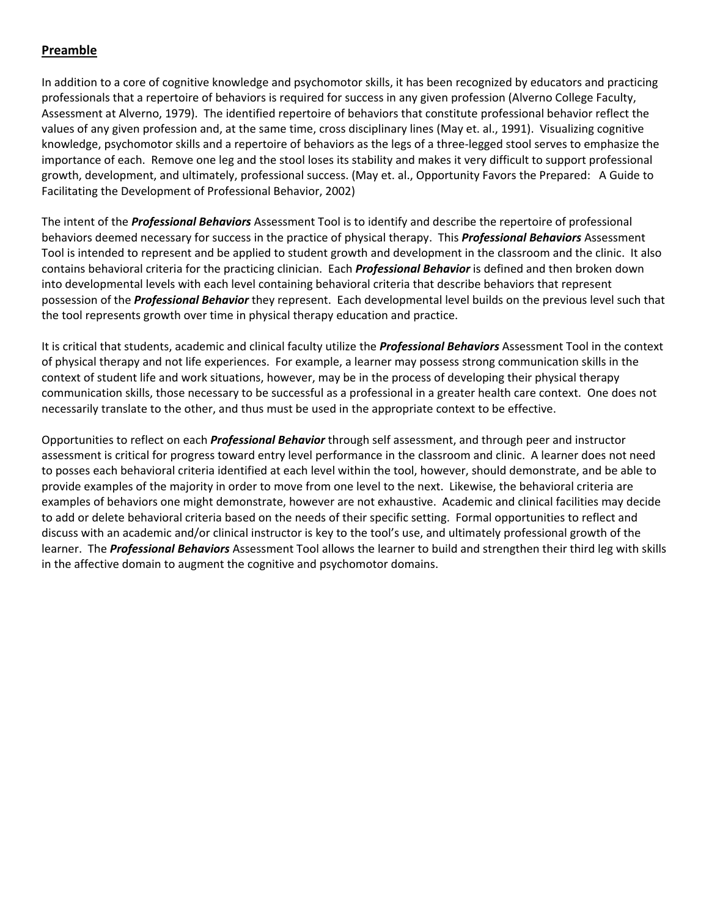## Preamble

In addition to a core of cognitive knowledge and psychomotor skills, it has been recognized by educators and practicing professionals that a repertoire of behaviors is required for success in any given profession (Alverno College Faculty, Assessment at Alverno, 1979). The identified repertoire of behaviors that constitute professional behavior reflect the values of any given profession and, at the same time, cross disciplinary lines (May et. al., 1991). Visualizing cognitive knowledge, psychomotor skills and a repertoire of behaviors as the legs of a three-legged stool serves to emphasize the importance of each. Remove one leg and the stool loses its stability and makes it very difficult to support professional growth, development, and ultimately, professional success. (May et. al., Opportunity Favors the Prepared: A Guide to Facilitating the Development of Professional Behavior, 2002)

The intent of the ***Professional Behaviors*** Assessment Tool is to identify and describe the repertoire of professional behaviors deemed necessary for success in the practice of physical therapy. This ***Professional Behaviors*** Assessment Tool is intended to represent and be applied to student growth and development in the classroom and the clinic. It also contains behavioral criteria for the practicing clinician. Each ***Professional Behavior*** is defined and then broken down into developmental levels with each level containing behavioral criteria that describe behaviors that represent possession of the ***Professional Behavior*** they represent. Each developmental level builds on the previous level such that the tool represents growth over time in physical therapy education and practice.

It is critical that students, academic and clinical faculty utilize the ***Professional Behaviors*** Assessment Tool in the context of physical therapy and not life experiences. For example, a learner may possess strong communication skills in the context of student life and work situations, however, may be in the process of developing their physical therapy communication skills, those necessary to be successful as a professional in a greater health care context. One does not necessarily translate to the other, and thus must be used in the appropriate context to be effective.

Opportunities to reflect on each ***Professional Behavior*** through self assessment, and through peer and instructor assessment is critical for progress toward entry level performance in the classroom and clinic. A learner does not need to posses each behavioral criteria identified at each level within the tool, however, should demonstrate, and be able to provide examples of the majority in order to move from one level to the next. Likewise, the behavioral criteria are examples of behaviors one might demonstrate, however are not exhaustive. Academic and clinical facilities may decide to add or delete behavioral criteria based on the needs of their specific setting. Formal opportunities to reflect and discuss with an academic and/or clinical instructor is key to the tool's use, and ultimately professional growth of the learner. The ***Professional Behaviors*** Assessment Tool allows the learner to build and strengthen their third leg with skills in the affective domain to augment the cognitive and psychomotor domains.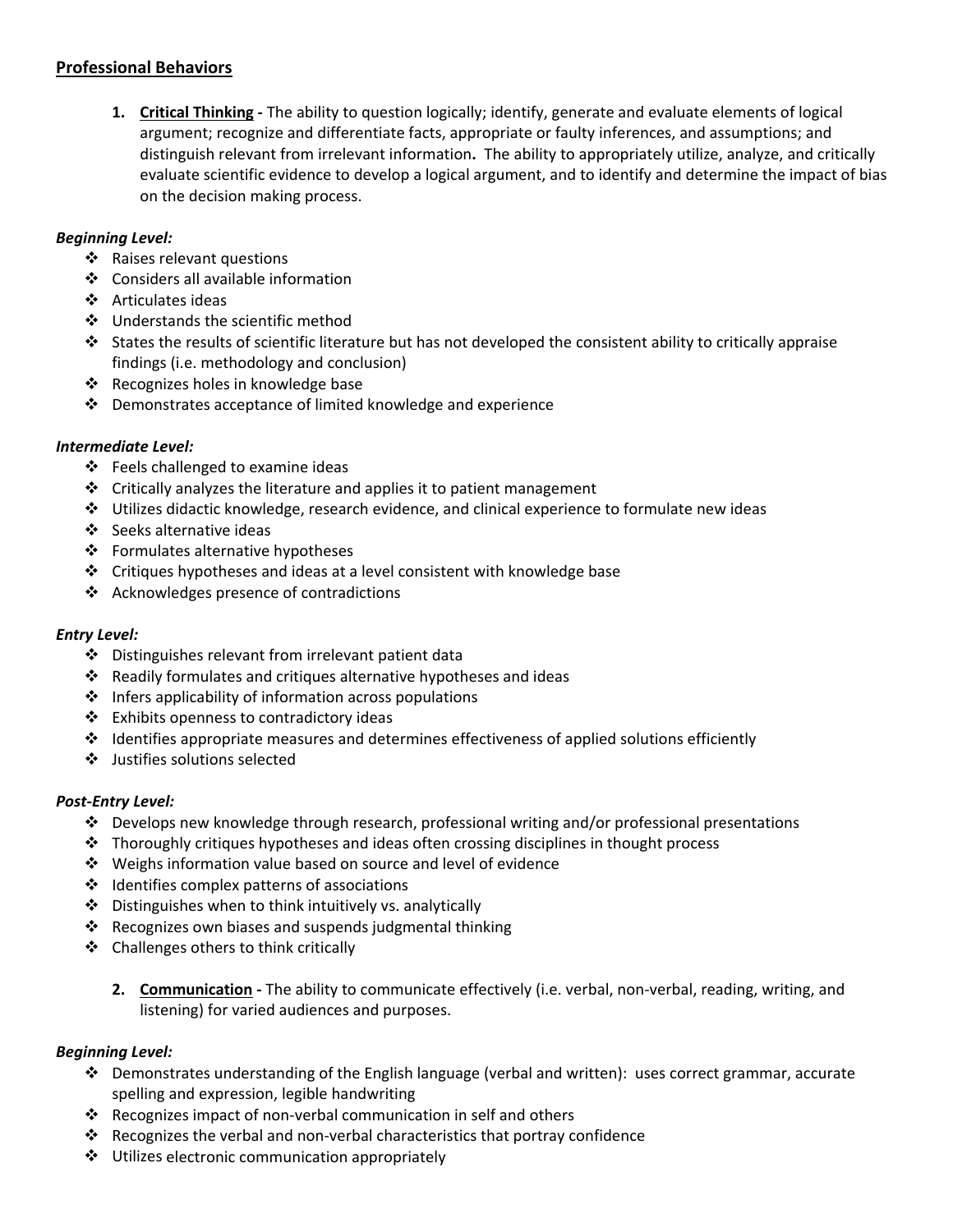## Professional Behaviors

1. **Critical Thinking -** The ability to question logically; identify, generate and evaluate elements of logical argument; recognize and differentiate facts, appropriate or faulty inferences, and assumptions; and distinguish relevant from irrelevant information**.** The ability to appropriately utilize, analyze, and critically evaluate scientific evidence to develop a logical argument, and to identify and determine the impact of bias on the decision making process.

***Beginning Level:***

- Raises relevant questions
- Considers all available information
- Articulates ideas
- Understands the scientific method
- States the results of scientific literature but has not developed the consistent ability to critically appraise findings (i.e. methodology and conclusion)
- Recognizes holes in knowledge base
- Demonstrates acceptance of limited knowledge and experience

***Intermediate Level:***

- Feels challenged to examine ideas
- Critically analyzes the literature and applies it to patient management
- Utilizes didactic knowledge, research evidence, and clinical experience to formulate new ideas
- Seeks alternative ideas
- Formulates alternative hypotheses
- Critiques hypotheses and ideas at a level consistent with knowledge base
- Acknowledges presence of contradictions

***Entry Level:***

- Distinguishes relevant from irrelevant patient data
- Readily formulates and critiques alternative hypotheses and ideas
- Infers applicability of information across populations
- Exhibits openness to contradictory ideas
- Identifies appropriate measures and determines effectiveness of applied solutions efficiently
- Justifies solutions selected

***Post-Entry Level:***

- Develops new knowledge through research, professional writing and/or professional presentations
- Thoroughly critiques hypotheses and ideas often crossing disciplines in thought process
- Weighs information value based on source and level of evidence
- Identifies complex patterns of associations
- Distinguishes when to think intuitively vs. analytically
- Recognizes own biases and suspends judgmental thinking
- Challenges others to think critically

2. **Communication -** The ability to communicate effectively (i.e. verbal, non-verbal, reading, writing, and listening) for varied audiences and purposes.

***Beginning Level:***

- Demonstrates understanding of the English language (verbal and written): uses correct grammar, accurate spelling and expression, legible handwriting
- Recognizes impact of non-verbal communication in self and others
- Recognizes the verbal and non-verbal characteristics that portray confidence
- Utilizes electronic communication appropriately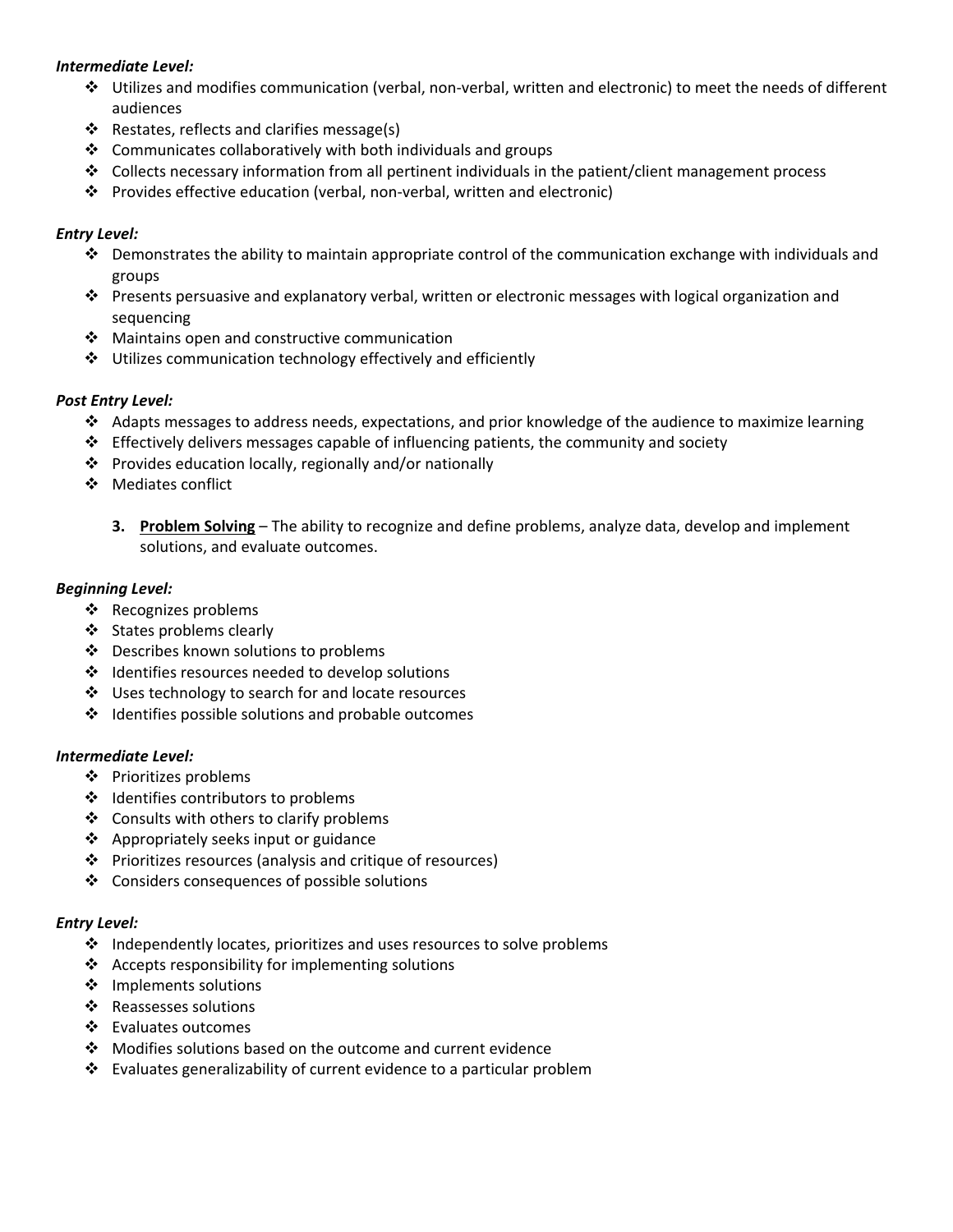***Intermediate Level:***

- Utilizes and modifies communication (verbal, non-verbal, written and electronic) to meet the needs of different audiences
- Restates, reflects and clarifies message(s)
- Communicates collaboratively with both individuals and groups
- Collects necessary information from all pertinent individuals in the patient/client management process
- Provides effective education (verbal, non-verbal, written and electronic)

***Entry Level:***

- Demonstrates the ability to maintain appropriate control of the communication exchange with individuals and groups
- Presents persuasive and explanatory verbal, written or electronic messages with logical organization and sequencing
- Maintains open and constructive communication
- Utilizes communication technology effectively and efficiently

***Post Entry Level:***

- Adapts messages to address needs, expectations, and prior knowledge of the audience to maximize learning
- Effectively delivers messages capable of influencing patients, the community and society
- Provides education locally, regionally and/or nationally
- Mediates conflict

**3. Problem Solving** – The ability to recognize and define problems, analyze data, develop and implement solutions, and evaluate outcomes.

***Beginning Level:***

- Recognizes problems
- States problems clearly
- Describes known solutions to problems
- Identifies resources needed to develop solutions
- Uses technology to search for and locate resources
- Identifies possible solutions and probable outcomes

***Intermediate Level:***

- Prioritizes problems
- Identifies contributors to problems
- Consults with others to clarify problems
- Appropriately seeks input or guidance
- Prioritizes resources (analysis and critique of resources)
- Considers consequences of possible solutions

***Entry Level:***

- Independently locates, prioritizes and uses resources to solve problems
- Accepts responsibility for implementing solutions
- Implements solutions
- Reassesses solutions
- Evaluates outcomes
- Modifies solutions based on the outcome and current evidence
- Evaluates generalizability of current evidence to a particular problem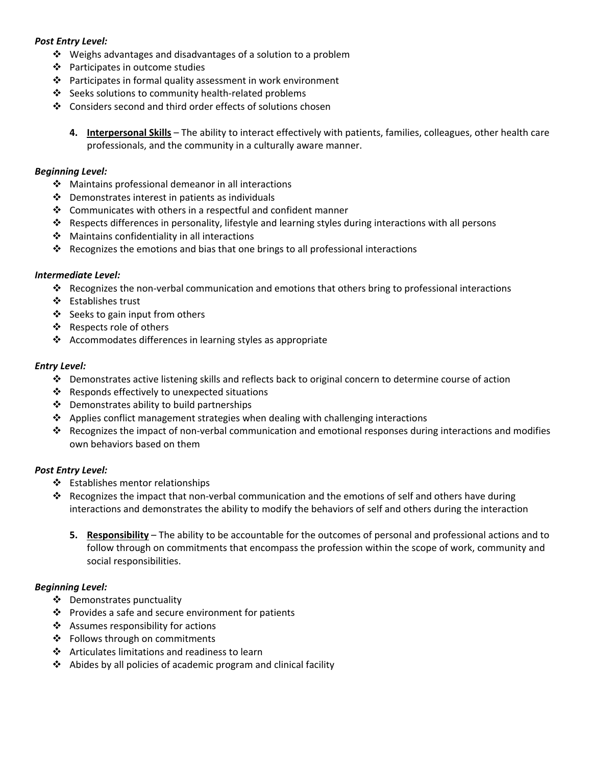***Post Entry Level:***

- Weighs advantages and disadvantages of a solution to a problem
- Participates in outcome studies
- Participates in formal quality assessment in work environment
- Seeks solutions to community health-related problems
- Considers second and third order effects of solutions chosen

4. **Interpersonal Skills** – The ability to interact effectively with patients, families, colleagues, other health care professionals, and the community in a culturally aware manner.

***Beginning Level:***

- Maintains professional demeanor in all interactions
- Demonstrates interest in patients as individuals
- Communicates with others in a respectful and confident manner
- Respects differences in personality, lifestyle and learning styles during interactions with all persons
- Maintains confidentiality in all interactions
- Recognizes the emotions and bias that one brings to all professional interactions

***Intermediate Level:***

- Recognizes the non-verbal communication and emotions that others bring to professional interactions
- Establishes trust
- Seeks to gain input from others
- Respects role of others
- Accommodates differences in learning styles as appropriate

***Entry Level:***

- Demonstrates active listening skills and reflects back to original concern to determine course of action
- Responds effectively to unexpected situations
- Demonstrates ability to build partnerships
- Applies conflict management strategies when dealing with challenging interactions
- Recognizes the impact of non-verbal communication and emotional responses during interactions and modifies own behaviors based on them

***Post Entry Level:***

- Establishes mentor relationships
- Recognizes the impact that non-verbal communication and the emotions of self and others have during interactions and demonstrates the ability to modify the behaviors of self and others during the interaction

5. **Responsibility** – The ability to be accountable for the outcomes of personal and professional actions and to follow through on commitments that encompass the profession within the scope of work, community and social responsibilities.

***Beginning Level:***

- Demonstrates punctuality
- Provides a safe and secure environment for patients
- Assumes responsibility for actions
- Follows through on commitments
- Articulates limitations and readiness to learn
- Abides by all policies of academic program and clinical facility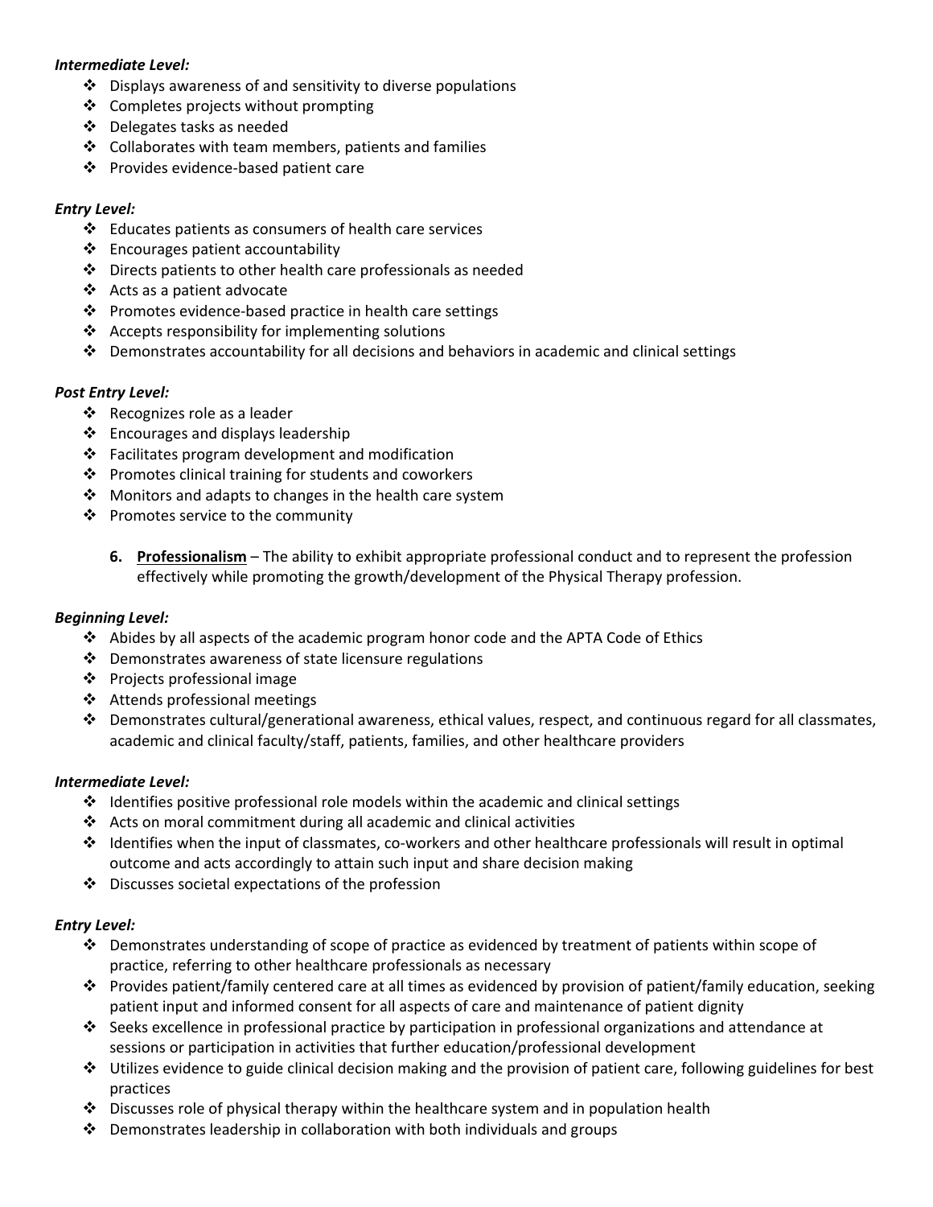***Intermediate Level:***

- Displays awareness of and sensitivity to diverse populations
- Completes projects without prompting
- Delegates tasks as needed
- Collaborates with team members, patients and families
- Provides evidence-based patient care

***Entry Level:***

- Educates patients as consumers of health care services
- Encourages patient accountability
- Directs patients to other health care professionals as needed
- Acts as a patient advocate
- Promotes evidence-based practice in health care settings
- Accepts responsibility for implementing solutions
- Demonstrates accountability for all decisions and behaviors in academic and clinical settings

***Post Entry Level:***

- Recognizes role as a leader
- Encourages and displays leadership
- Facilitates program development and modification
- Promotes clinical training for students and coworkers
- Monitors and adapts to changes in the health care system
- Promotes service to the community

6. **Professionalism** – The ability to exhibit appropriate professional conduct and to represent the profession effectively while promoting the growth/development of the Physical Therapy profession.

***Beginning Level:***

- Abides by all aspects of the academic program honor code and the APTA Code of Ethics
- Demonstrates awareness of state licensure regulations
- Projects professional image
- Attends professional meetings
- Demonstrates cultural/generational awareness, ethical values, respect, and continuous regard for all classmates, academic and clinical faculty/staff, patients, families, and other healthcare providers

***Intermediate Level:***

- Identifies positive professional role models within the academic and clinical settings
- Acts on moral commitment during all academic and clinical activities
- Identifies when the input of classmates, co-workers and other healthcare professionals will result in optimal outcome and acts accordingly to attain such input and share decision making
- Discusses societal expectations of the profession

***Entry Level:***

- Demonstrates understanding of scope of practice as evidenced by treatment of patients within scope of practice, referring to other healthcare professionals as necessary
- Provides patient/family centered care at all times as evidenced by provision of patient/family education, seeking patient input and informed consent for all aspects of care and maintenance of patient dignity
- Seeks excellence in professional practice by participation in professional organizations and attendance at sessions or participation in activities that further education/professional development
- Utilizes evidence to guide clinical decision making and the provision of patient care, following guidelines for best practices
- Discusses role of physical therapy within the healthcare system and in population health
- Demonstrates leadership in collaboration with both individuals and groups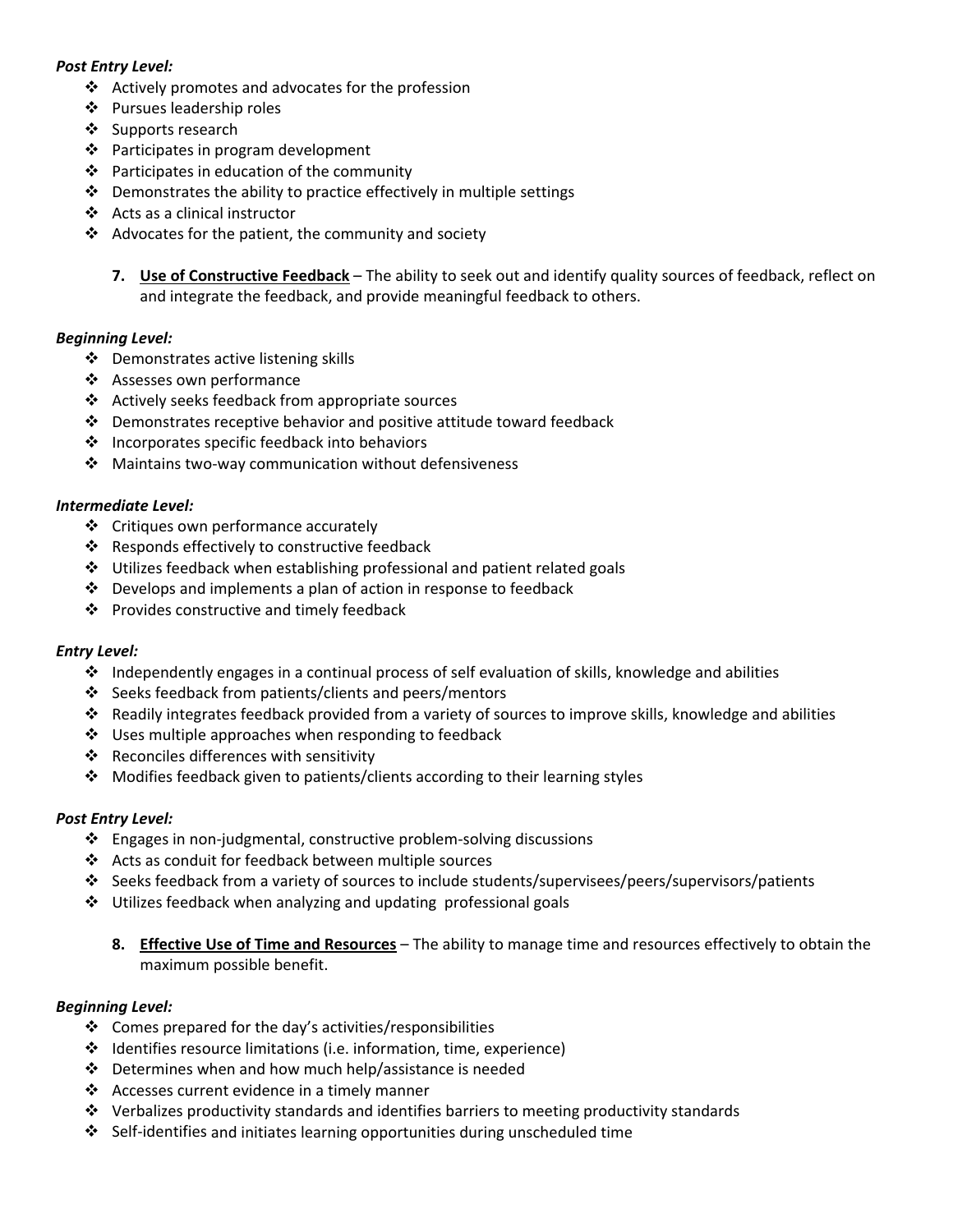***Post Entry Level:***

- Actively promotes and advocates for the profession
- Pursues leadership roles
- Supports research
- Participates in program development
- Participates in education of the community
- Demonstrates the ability to practice effectively in multiple settings
- Acts as a clinical instructor
- Advocates for the patient, the community and society

7. **Use of Constructive Feedback** – The ability to seek out and identify quality sources of feedback, reflect on and integrate the feedback, and provide meaningful feedback to others.

***Beginning Level:***

- Demonstrates active listening skills
- Assesses own performance
- Actively seeks feedback from appropriate sources
- Demonstrates receptive behavior and positive attitude toward feedback
- Incorporates specific feedback into behaviors
- Maintains two-way communication without defensiveness

***Intermediate Level:***

- Critiques own performance accurately
- Responds effectively to constructive feedback
- Utilizes feedback when establishing professional and patient related goals
- Develops and implements a plan of action in response to feedback
- Provides constructive and timely feedback

***Entry Level:***

- Independently engages in a continual process of self evaluation of skills, knowledge and abilities
- Seeks feedback from patients/clients and peers/mentors
- Readily integrates feedback provided from a variety of sources to improve skills, knowledge and abilities
- Uses multiple approaches when responding to feedback
- Reconciles differences with sensitivity
- Modifies feedback given to patients/clients according to their learning styles

***Post Entry Level:***

- Engages in non-judgmental, constructive problem-solving discussions
- Acts as conduit for feedback between multiple sources
- Seeks feedback from a variety of sources to include students/supervisees/peers/supervisors/patients
- Utilizes feedback when analyzing and updating professional goals

8. **Effective Use of Time and Resources** – The ability to manage time and resources effectively to obtain the maximum possible benefit.

***Beginning Level:***

- Comes prepared for the day's activities/responsibilities
- Identifies resource limitations (i.e. information, time, experience)
- Determines when and how much help/assistance is needed
- Accesses current evidence in a timely manner
- Verbalizes productivity standards and identifies barriers to meeting productivity standards
- Self-identifies and initiates learning opportunities during unscheduled time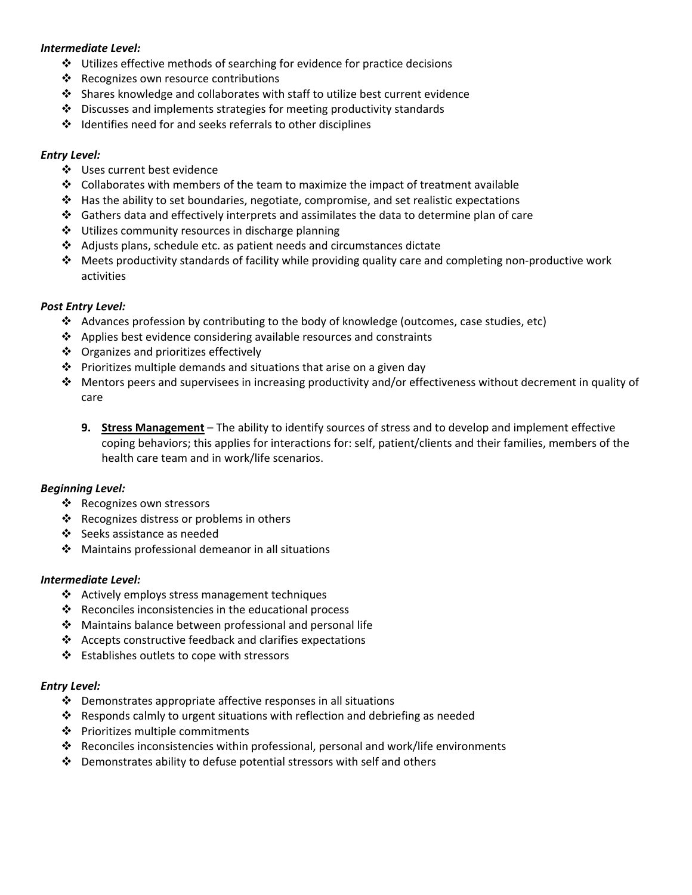***Intermediate Level:***

- Utilizes effective methods of searching for evidence for practice decisions
- Recognizes own resource contributions
- Shares knowledge and collaborates with staff to utilize best current evidence
- Discusses and implements strategies for meeting productivity standards
- Identifies need for and seeks referrals to other disciplines

***Entry Level:***

- Uses current best evidence
- Collaborates with members of the team to maximize the impact of treatment available
- Has the ability to set boundaries, negotiate, compromise, and set realistic expectations
- Gathers data and effectively interprets and assimilates the data to determine plan of care
- Utilizes community resources in discharge planning
- Adjusts plans, schedule etc. as patient needs and circumstances dictate
- Meets productivity standards of facility while providing quality care and completing non-productive work activities

***Post Entry Level:***

- Advances profession by contributing to the body of knowledge (outcomes, case studies, etc)
- Applies best evidence considering available resources and constraints
- Organizes and prioritizes effectively
- Prioritizes multiple demands and situations that arise on a given day
- Mentors peers and supervisees in increasing productivity and/or effectiveness without decrement in quality of care

9. **<u>Stress Management</u>** – The ability to identify sources of stress and to develop and implement effective coping behaviors; this applies for interactions for: self, patient/clients and their families, members of the health care team and in work/life scenarios.

***Beginning Level:***

- Recognizes own stressors
- Recognizes distress or problems in others
- Seeks assistance as needed
- Maintains professional demeanor in all situations

***Intermediate Level:***

- Actively employs stress management techniques
- Reconciles inconsistencies in the educational process
- Maintains balance between professional and personal life
- Accepts constructive feedback and clarifies expectations
- Establishes outlets to cope with stressors

***Entry Level:***

- Demonstrates appropriate affective responses in all situations
- Responds calmly to urgent situations with reflection and debriefing as needed
- Prioritizes multiple commitments
- Reconciles inconsistencies within professional, personal and work/life environments
- Demonstrates ability to defuse potential stressors with self and others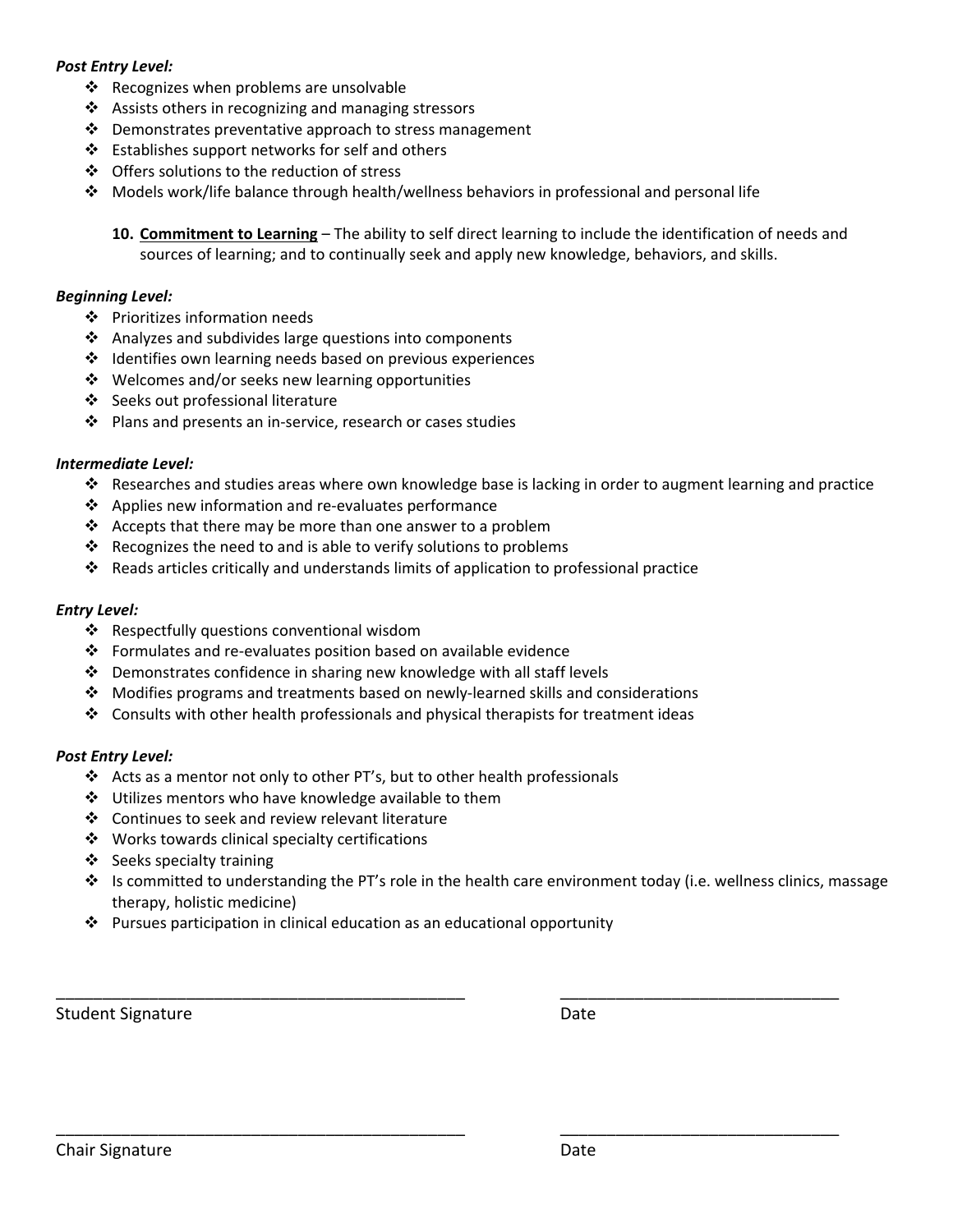***Post Entry Level:***

- Recognizes when problems are unsolvable
- Assists others in recognizing and managing stressors
- Demonstrates preventative approach to stress management
- Establishes support networks for self and others
- Offers solutions to the reduction of stress
- Models work/life balance through health/wellness behaviors in professional and personal life

10. **Commitment to Learning** – The ability to self direct learning to include the identification of needs and sources of learning; and to continually seek and apply new knowledge, behaviors, and skills.

***Beginning Level:***

- Prioritizes information needs
- Analyzes and subdivides large questions into components
- Identifies own learning needs based on previous experiences
- Welcomes and/or seeks new learning opportunities
- Seeks out professional literature
- Plans and presents an in-service, research or cases studies

***Intermediate Level:***

- Researches and studies areas where own knowledge base is lacking in order to augment learning and practice
- Applies new information and re-evaluates performance
- Accepts that there may be more than one answer to a problem
- Recognizes the need to and is able to verify solutions to problems
- Reads articles critically and understands limits of application to professional practice

***Entry Level:***

- Respectfully questions conventional wisdom
- Formulates and re-evaluates position based on available evidence
- Demonstrates confidence in sharing new knowledge with all staff levels
- Modifies programs and treatments based on newly-learned skills and considerations
- Consults with other health professionals and physical therapists for treatment ideas

***Post Entry Level:***

- Acts as a mentor not only to other PT's, but to other health professionals
- Utilizes mentors who have knowledge available to them
- Continues to seek and review relevant literature
- Works towards clinical specialty certifications
- Seeks specialty training
- Is committed to understanding the PT's role in the health care environment today (i.e. wellness clinics, massage therapy, holistic medicine)
- Pursues participation in clinical education as an educational opportunity

_______________________________________________ _______________________________

Student Signature Date

_______________________________________________ _______________________________

Chair Signature Date